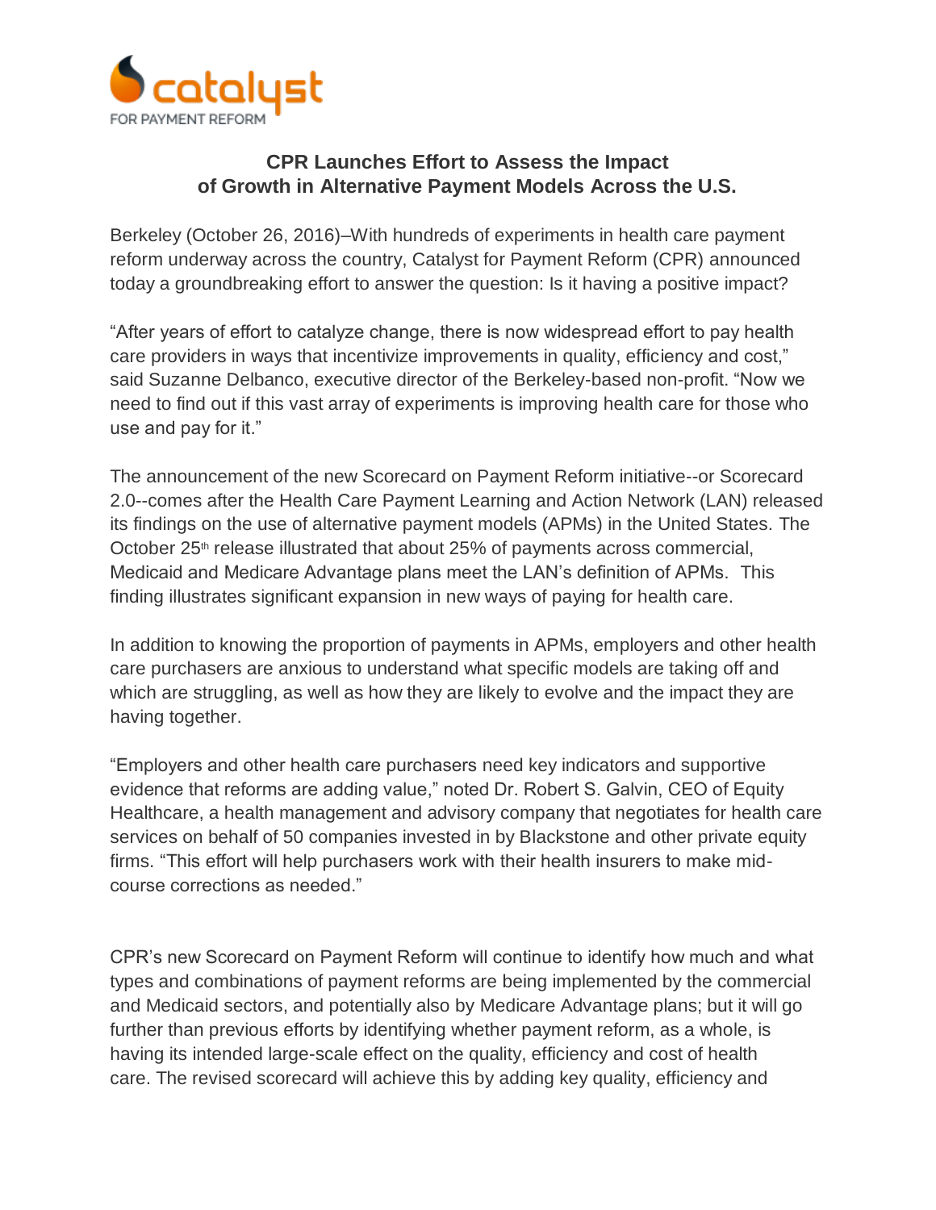catalyst
FOR PAYMENT REFORM

# CPR Launches Effort to Assess the Impact of Growth in Alternative Payment Models Across the U.S.

Berkeley (October 26, 2016)–With hundreds of experiments in health care payment reform underway across the country, Catalyst for Payment Reform (CPR) announced today a groundbreaking effort to answer the question: Is it having a positive impact?

“After years of effort to catalyze change, there is now widespread effort to pay health care providers in ways that incentivize improvements in quality, efficiency and cost,” said Suzanne Delbanco, executive director of the Berkeley-based non-profit. “Now we need to find out if this vast array of experiments is improving health care for those who use and pay for it.”

The announcement of the new Scorecard on Payment Reform initiative--or Scorecard 2.0--comes after the Health Care Payment Learning and Action Network (LAN) released its findings on the use of alternative payment models (APMs) in the United States. The October 25th release illustrated that about 25% of payments across commercial, Medicaid and Medicare Advantage plans meet the LAN’s definition of APMs. This finding illustrates significant expansion in new ways of paying for health care.

In addition to knowing the proportion of payments in APMs, employers and other health care purchasers are anxious to understand what specific models are taking off and which are struggling, as well as how they are likely to evolve and the impact they are having together.

“Employers and other health care purchasers need key indicators and supportive evidence that reforms are adding value,” noted Dr. Robert S. Galvin, CEO of Equity Healthcare, a health management and advisory company that negotiates for health care services on behalf of 50 companies invested in by Blackstone and other private equity firms. “This effort will help purchasers work with their health insurers to make mid-course corrections as needed.”

CPR’s new Scorecard on Payment Reform will continue to identify how much and what types and combinations of payment reforms are being implemented by the commercial and Medicaid sectors, and potentially also by Medicare Advantage plans; but it will go further than previous efforts by identifying whether payment reform, as a whole, is having its intended large-scale effect on the quality, efficiency and cost of health care. The revised scorecard will achieve this by adding key quality, efficiency and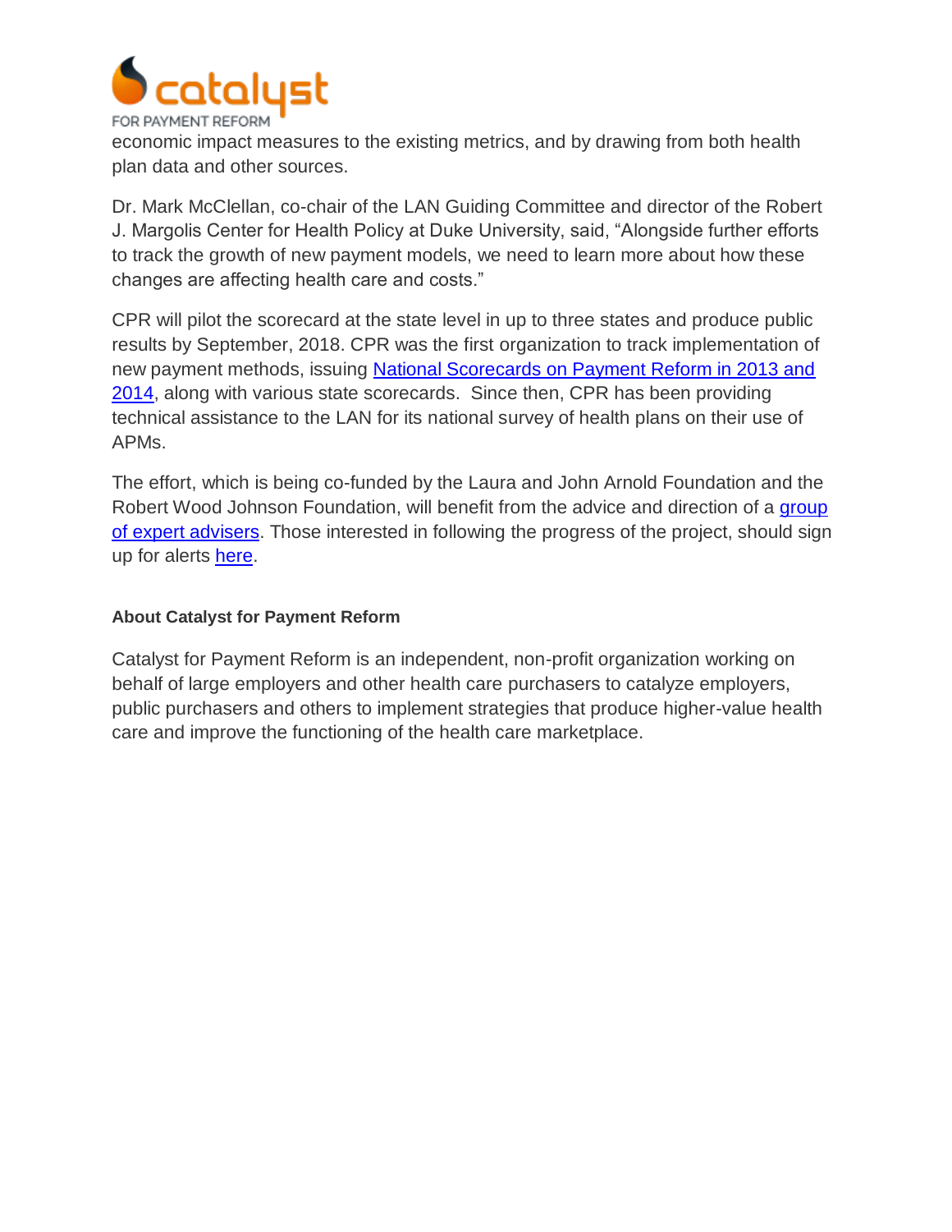economic impact measures to the existing metrics, and by drawing from both health plan data and other sources.

Dr. Mark McClellan, co-chair of the LAN Guiding Committee and director of the Robert J. Margolis Center for Health Policy at Duke University, said, “Alongside further efforts to track the growth of new payment models, we need to learn more about how these changes are affecting health care and costs.”

CPR will pilot the scorecard at the state level in up to three states and produce public results by September, 2018. CPR was the first organization to track implementation of new payment methods, issuing National Scorecards on Payment Reform in 2013 and 2014, along with various state scorecards. Since then, CPR has been providing technical assistance to the LAN for its national survey of health plans on their use of APMs.

The effort, which is being co-funded by the Laura and John Arnold Foundation and the Robert Wood Johnson Foundation, will benefit from the advice and direction of a group of expert advisers. Those interested in following the progress of the project, should sign up for alerts here.

**About Catalyst for Payment Reform**

Catalyst for Payment Reform is an independent, non-profit organization working on behalf of large employers and other health care purchasers to catalyze employers, public purchasers and others to implement strategies that produce higher-value health care and improve the functioning of the health care marketplace.